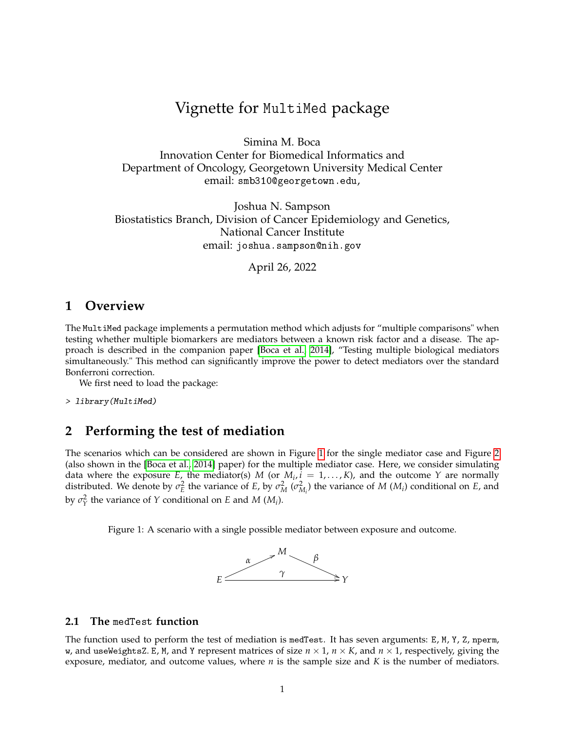# Vignette for MultiMed package

Simina M. Boca
Innovation Center for Biomedical Informatics and
Department of Oncology, Georgetown University Medical Center
email: smb310@georgetown.edu,

Joshua N. Sampson
Biostatistics Branch, Division of Cancer Epidemiology and Genetics,
National Cancer Institute
email: joshua.sampson@nih.gov

April 26, 2022

## 1 Overview

The MultiMed package implements a permutation method which adjusts for "multiple comparisons" when testing whether multiple biomarkers are mediators between a known risk factor and a disease. The approach is described in the companion paper [Boca et al., 2014], "Testing multiple biological mediators simultaneously." This method can significantly improve the power to detect mediators over the standard Bonferroni correction.

We first need to load the package:

```
> library(MultiMed)
```

## 2 Performing the test of mediation

The scenarios which can be considered are shown in Figure 1 for the single mediator case and Figure 2 (also shown in the [Boca et al., 2014] paper) for the multiple mediator case. Here, we consider simulating data where the exposure $E$, the mediator(s) $M$ (or $M_i, i = 1, \ldots, K$), and the outcome $Y$ are normally distributed. We denote by $\sigma_E^2$ the variance of $E$, by $\sigma_M^2$ ($\sigma_{M_i}^2$) the variance of $M$ ($M_i$) conditional on $E$, and by $\sigma_Y^2$ the variance of $Y$ conditional on $E$ and $M$ ($M_i$).

Figure 1: A scenario with a single possible mediator between exposure and outcome.

### 2.1 The medTest function

The function used to perform the test of mediation is medTest. It has seven arguments: E, M, Y, Z, nperm, w, and useWeightsZ. E, M, and Y represent matrices of size $n \times 1$, $n \times K$, and $n \times 1$, respectively, giving the exposure, mediator, and outcome values, where $n$ is the sample size and $K$ is the number of mediators.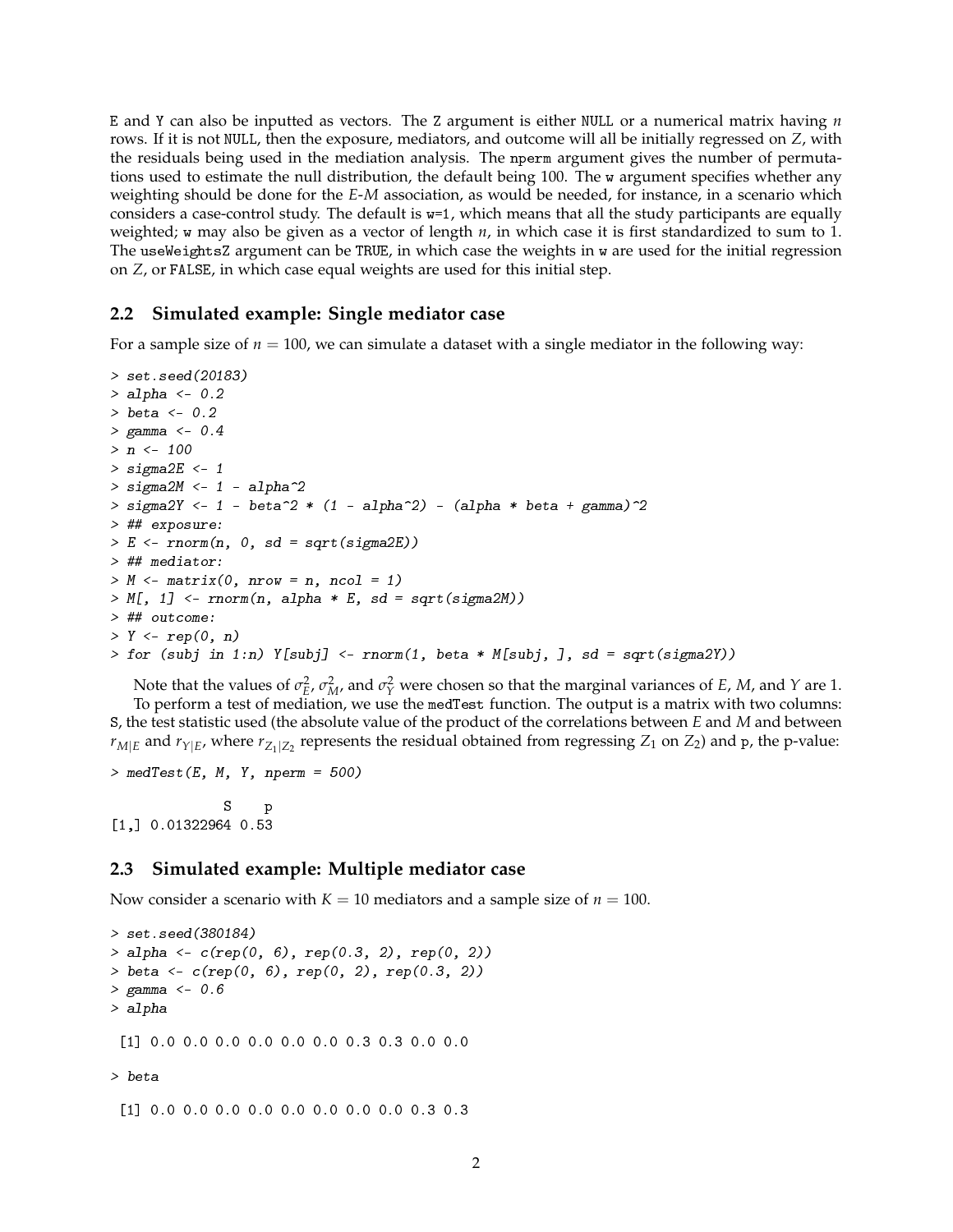E and Y can also be inputted as vectors. The Z argument is either NULL or a numerical matrix having $n$ rows. If it is not NULL, then the exposure, mediators, and outcome will all be initially regressed on $Z$, with the residuals being used in the mediation analysis. The nperm argument gives the number of permutations used to estimate the null distribution, the default being 100. The w argument specifies whether any weighting should be done for the $E$-$M$ association, as would be needed, for instance, in a scenario which considers a case-control study. The default is w=1, which means that all the study participants are equally weighted; w may also be given as a vector of length $n$, in which case it is first standardized to sum to 1. The useWeightsZ argument can be TRUE, in which case the weights in w are used for the initial regression on $Z$, or FALSE, in which case equal weights are used for this initial step.

## 2.2 Simulated example: Single mediator case

For a sample size of $n = 100$, we can simulate a dataset with a single mediator in the following way:

```
> set.seed(20183)
> alpha <- 0.2
> beta <- 0.2
> gamma <- 0.4
> n <- 100
> sigma2E <- 1
> sigma2M <- 1 - alpha^2
> sigma2Y <- 1 - beta^2 * (1 - alpha^2) - (alpha * beta + gamma)^2
> ## exposure:
> E <- rnorm(n, 0, sd = sqrt(sigma2E))
> ## mediator:
> M <- matrix(0, nrow = n, ncol = 1)
> M[, 1] <- rnorm(n, alpha * E, sd = sqrt(sigma2M))
> ## outcome:
> Y <- rep(0, n)
> for (subj in 1:n) Y[subj] <- rnorm(1, beta * M[subj, ], sd = sqrt(sigma2Y))
```

Note that the values of $\sigma_E^2$, $\sigma_M^2$, and $\sigma_Y^2$ were chosen so that the marginal variances of $E$, $M$, and $Y$ are 1.

To perform a test of mediation, we use the medTest function. The output is a matrix with two columns: S, the test statistic used (the absolute value of the product of the correlations between $E$ and $M$ and between $r_{M|E}$ and $r_{Y|E}$, where $r_{Z_1|Z_2}$ represents the residual obtained from regressing $Z_1$ on $Z_2$) and p, the p-value:

```
> medTest(E, M, Y, nperm = 500)

              S    p
[1,] 0.01322964 0.53
```

## 2.3 Simulated example: Multiple mediator case

Now consider a scenario with $K = 10$ mediators and a sample size of $n = 100$.

```
> set.seed(380184)
> alpha <- c(rep(0, 6), rep(0.3, 2), rep(0, 2))
> beta <- c(rep(0, 6), rep(0, 2), rep(0.3, 2))
> gamma <- 0.6
> alpha

 [1] 0.0 0.0 0.0 0.0 0.0 0.0 0.3 0.3 0.0 0.0

> beta

 [1] 0.0 0.0 0.0 0.0 0.0 0.0 0.0 0.0 0.3 0.3
```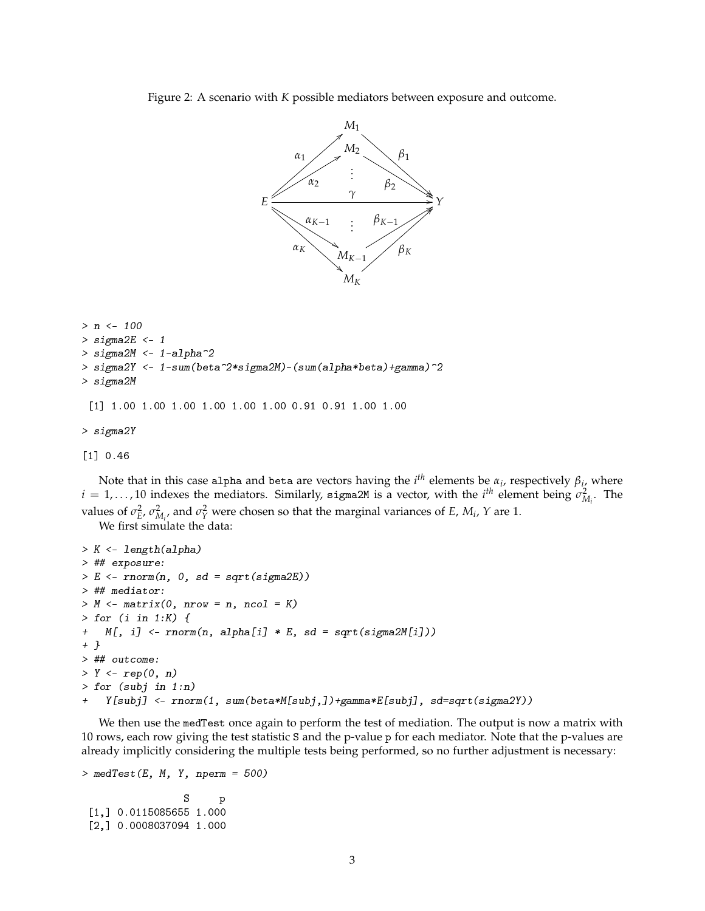Figure 2: A scenario with $K$ possible mediators between exposure and outcome.

```
> n <- 100
> sigma2E <- 1
> sigma2M <- 1-alpha^2
> sigma2Y <- 1-sum(beta^2*sigma2M)-(sum(alpha*beta)+gamma)^2
> sigma2M

 [1] 1.00 1.00 1.00 1.00 1.00 1.00 0.91 0.91 1.00 1.00

> sigma2Y

[1] 0.46
```

Note that in this case `alpha` and `beta` are vectors having the $i^{th}$ elements be $\alpha_i$, respectively $\beta_i$, where $i = 1, \ldots, 10$ indexes the mediators. Similarly, `sigma2M` is a vector, with the $i^{th}$ element being $\sigma^2_{M_i}$. The values of $\sigma^2_E$, $\sigma^2_{M_i}$, and $\sigma^2_Y$ were chosen so that the marginal variances of $E$, $M_i$, $Y$ are 1.

We first simulate the data:

```
> K <- length(alpha)
> ## exposure:
> E <- rnorm(n, 0, sd = sqrt(sigma2E))
> ## mediator:
> M <- matrix(0, nrow = n, ncol = K)
> for (i in 1:K) {
+   M[, i] <- rnorm(n, alpha[i] * E, sd = sqrt(sigma2M[i]))
+ }
> ## outcome:
> Y <- rep(0, n)
> for (subj in 1:n)
+   Y[subj] <- rnorm(1, sum(beta*M[subj,])+gamma*E[subj], sd=sqrt(sigma2Y))
```

We then use the `medTest` once again to perform the test of mediation. The output is now a matrix with 10 rows, each giving the test statistic `S` and the p-value `p` for each mediator. Note that the p-values are already implicitly considering the multiple tests being performed, so no further adjustment is necessary:

```
> medTest(E, M, Y, nperm = 500)

                S     p
 [1,] 0.0115085655 1.000
 [2,] 0.0008037094 1.000
```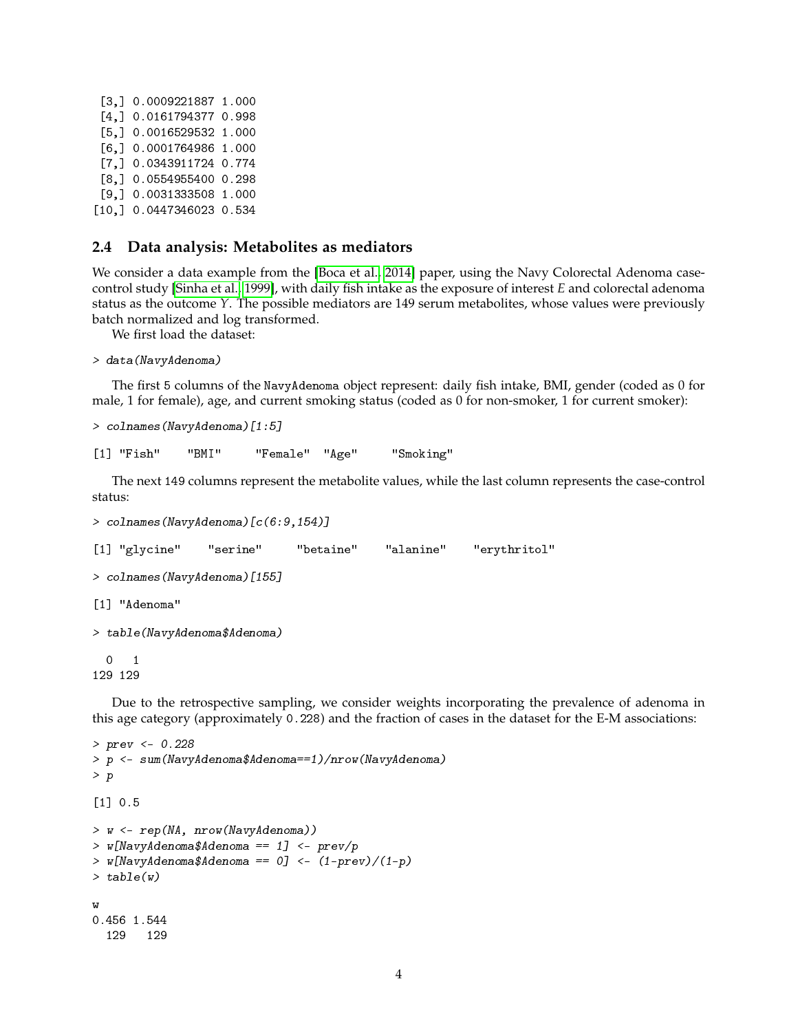```
 [3,] 0.0009221887 1.000
 [4,] 0.0161794377 0.998
 [5,] 0.0016529532 1.000
 [6,] 0.0001764986 1.000
 [7,] 0.0343911724 0.774
 [8,] 0.0554955400 0.298
 [9,] 0.0031333508 1.000
[10,] 0.0447346023 0.534
```

## 2.4 Data analysis: Metabolites as mediators

We consider a data example from the [Boca et al., 2014] paper, using the Navy Colorectal Adenoma case-control study [Sinha et al., 1999], with daily fish intake as the exposure of interest $E$ and colorectal adenoma status as the outcome $Y$. The possible mediators are 149 serum metabolites, whose values were previously batch normalized and log transformed.

We first load the dataset:

```
> data(NavyAdenoma)
```

The first 5 columns of the `NavyAdenoma` object represent: daily fish intake, BMI, gender (coded as 0 for male, 1 for female), age, and current smoking status (coded as 0 for non-smoker, 1 for current smoker):

```
> colnames(NavyAdenoma)[1:5]

[1] "Fish"    "BMI"     "Female"  "Age"     "Smoking"
```

The next 149 columns represent the metabolite values, while the last column represents the case-control status:

```
> colnames(NavyAdenoma)[c(6:9,154)]

[1] "glycine"    "serine"     "betaine"    "alanine"    "erythritol"

> colnames(NavyAdenoma)[155]

[1] "Adenoma"

> table(NavyAdenoma$Adenoma)

  0   1
129 129
```

Due to the retrospective sampling, we consider weights incorporating the prevalence of adenoma in this age category (approximately `0.228`) and the fraction of cases in the dataset for the E-M associations:

```
> prev <- 0.228
> p <- sum(NavyAdenoma$Adenoma==1)/nrow(NavyAdenoma)
> p

[1] 0.5

> w <- rep(NA, nrow(NavyAdenoma))
> w[NavyAdenoma$Adenoma == 1] <- prev/p
> w[NavyAdenoma$Adenoma == 0] <- (1-prev)/(1-p)
> table(w)

w
0.456 1.544
  129   129
```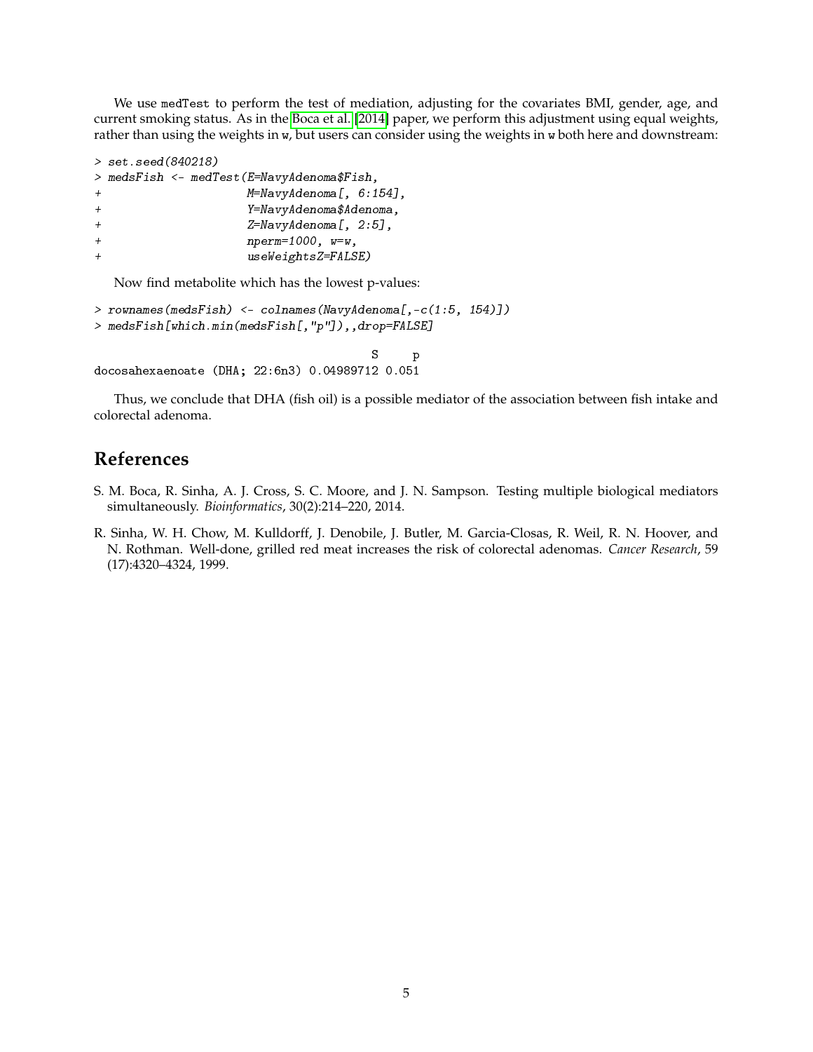We use `medTest` to perform the test of mediation, adjusting for the covariates BMI, gender, age, and current smoking status. As in the Boca et al. [2014] paper, we perform this adjustment using equal weights, rather than using the weights in `w`, but users can consider using the weights in `w` both here and downstream:

```
> set.seed(840218)
> medsFish <- medTest(E=NavyAdenoma$Fish,
+                     M=NavyAdenoma[, 6:154],
+                     Y=NavyAdenoma$Adenoma,
+                     Z=NavyAdenoma[, 2:5],
+                     nperm=1000, w=w,
+                     useWeightsZ=FALSE)
```

Now find metabolite which has the lowest p-values:

```
> rownames(medsFish) <- colnames(NavyAdenoma[,-c(1:5, 154)])
> medsFish[which.min(medsFish[,"p"]),,drop=FALSE]

                                        S     p
docosahexaenoate (DHA; 22:6n3) 0.04989712 0.051
```

Thus, we conclude that DHA (fish oil) is a possible mediator of the association between fish intake and colorectal adenoma.

## References

S. M. Boca, R. Sinha, A. J. Cross, S. C. Moore, and J. N. Sampson. Testing multiple biological mediators simultaneously. *Bioinformatics*, 30(2):214–220, 2014.

R. Sinha, W. H. Chow, M. Kulldorff, J. Denobile, J. Butler, M. Garcia-Closas, R. Weil, R. N. Hoover, and N. Rothman. Well-done, grilled red meat increases the risk of colorectal adenomas. *Cancer Research*, 59 (17):4320–4324, 1999.